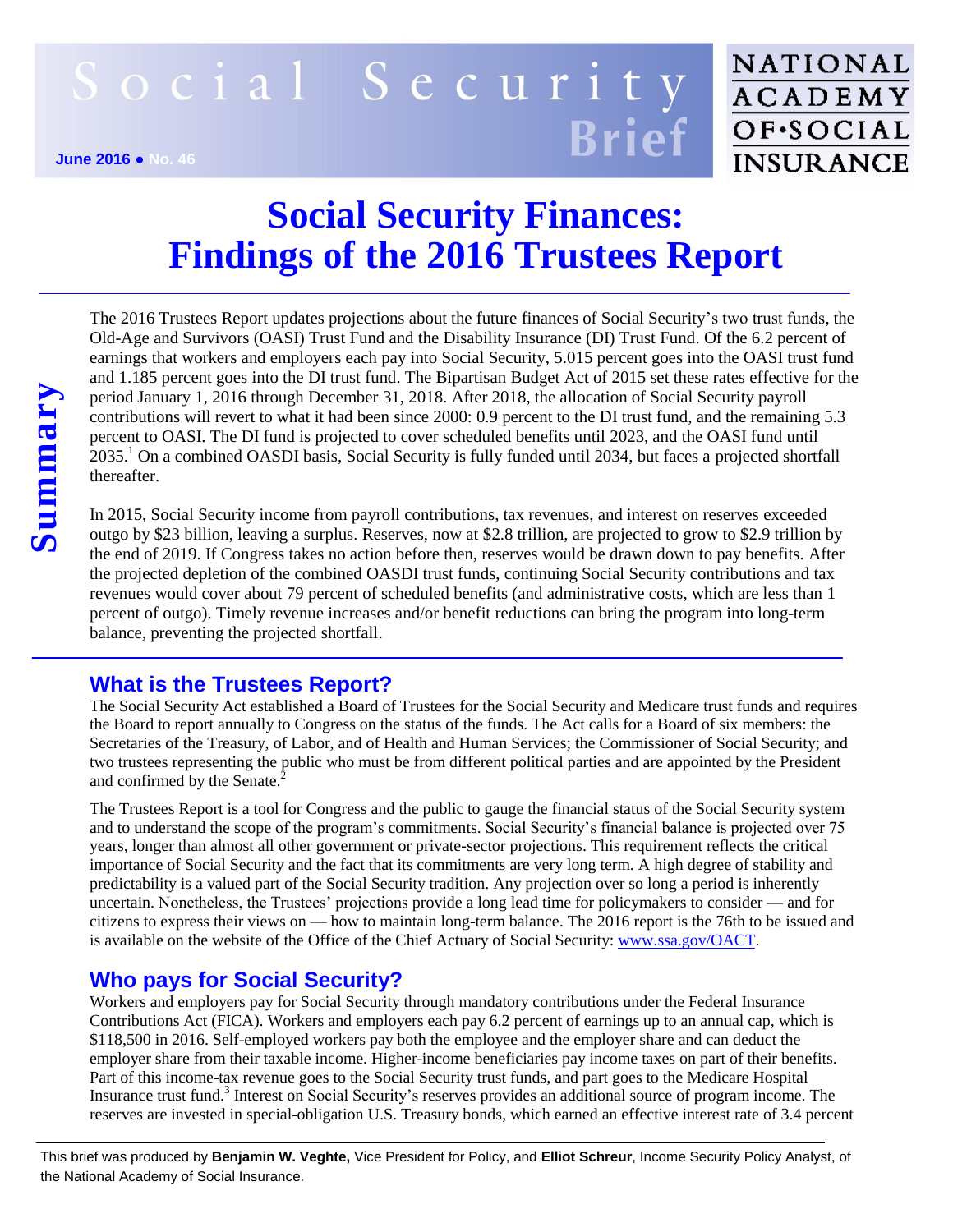Social Security Brief

June 2016 ● No. 46

NATIONAL ACADEMY OF•SOCIAL INSURANCE

# Social Security Finances: Findings of the 2016 Trustees Report

**Summary**

The 2016 Trustees Report updates projections about the future finances of Social Security's two trust funds, the Old-Age and Survivors (OASI) Trust Fund and the Disability Insurance (DI) Trust Fund. Of the 6.2 percent of earnings that workers and employers each pay into Social Security, 5.015 percent goes into the OASI trust fund and 1.185 percent goes into the DI trust fund. The Bipartisan Budget Act of 2015 set these rates effective for the period January 1, 2016 through December 31, 2018. After 2018, the allocation of Social Security payroll contributions will revert to what it had been since 2000: 0.9 percent to the DI trust fund, and the remaining 5.3 percent to OASI. The DI fund is projected to cover scheduled benefits until 2023, and the OASI fund until 2035.[1] On a combined OASDI basis, Social Security is fully funded until 2034, but faces a projected shortfall thereafter.

In 2015, Social Security income from payroll contributions, tax revenues, and interest on reserves exceeded outgo by $23 billion, leaving a surplus. Reserves, now at $2.8 trillion, are projected to grow to $2.9 trillion by the end of 2019. If Congress takes no action before then, reserves would be drawn down to pay benefits. After the projected depletion of the combined OASDI trust funds, continuing Social Security contributions and tax revenues would cover about 79 percent of scheduled benefits (and administrative costs, which are less than 1 percent of outgo). Timely revenue increases and/or benefit reductions can bring the program into long-term balance, preventing the projected shortfall.

## What is the Trustees Report?

The Social Security Act established a Board of Trustees for the Social Security and Medicare trust funds and requires the Board to report annually to Congress on the status of the funds. The Act calls for a Board of six members: the Secretaries of the Treasury, of Labor, and of Health and Human Services; the Commissioner of Social Security; and two trustees representing the public who must be from different political parties and are appointed by the President and confirmed by the Senate.[2]

The Trustees Report is a tool for Congress and the public to gauge the financial status of the Social Security system and to understand the scope of the program's commitments. Social Security's financial balance is projected over 75 years, longer than almost all other government or private-sector projections. This requirement reflects the critical importance of Social Security and the fact that its commitments are very long term. A high degree of stability and predictability is a valued part of the Social Security tradition. Any projection over so long a period is inherently uncertain. Nonetheless, the Trustees' projections provide a long lead time for policymakers to consider — and for citizens to express their views on — how to maintain long-term balance. The 2016 report is the 76th to be issued and is available on the website of the Office of the Chief Actuary of Social Security: www.ssa.gov/OACT.

## Who pays for Social Security?

Workers and employers pay for Social Security through mandatory contributions under the Federal Insurance Contributions Act (FICA). Workers and employers each pay 6.2 percent of earnings up to an annual cap, which is $118,500 in 2016. Self-employed workers pay both the employee and the employer share and can deduct the employer share from their taxable income. Higher-income beneficiaries pay income taxes on part of their benefits. Part of this income-tax revenue goes to the Social Security trust funds, and part goes to the Medicare Hospital Insurance trust fund.[3] Interest on Social Security's reserves provides an additional source of program income. The reserves are invested in special-obligation U.S. Treasury bonds, which earned an effective interest rate of 3.4 percent

This brief was produced by **Benjamin W. Veghte,** Vice President for Policy, and **Elliot Schreur**, Income Security Policy Analyst, of the National Academy of Social Insurance.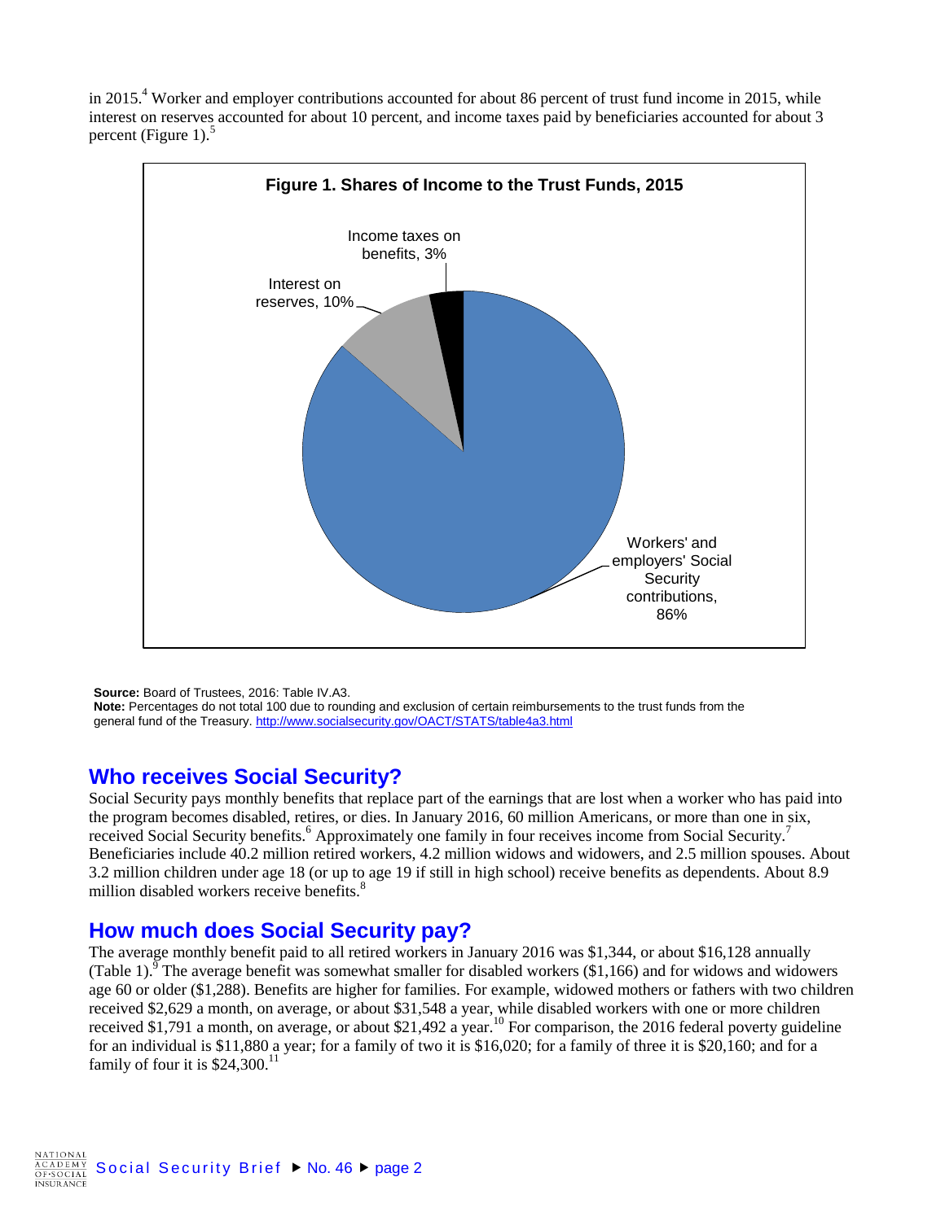in 2015.[4] Worker and employer contributions accounted for about 86 percent of trust fund income in 2015, while interest on reserves accounted for about 10 percent, and income taxes paid by beneficiaries accounted for about 3 percent (Figure 1).[5]

**Figure 1. Shares of Income to the Trust Funds, 2015**

Income taxes on benefits, 3%

Interest on reserves, 10%

Workers' and employers' Social Security contributions, 86%

**Source:** Board of Trustees, 2016: Table IV.A3.
**Note:** Percentages do not total 100 due to rounding and exclusion of certain reimbursements to the trust funds from the general fund of the Treasury. http://www.socialsecurity.gov/OACT/STATS/table4a3.html

## Who receives Social Security?

Social Security pays monthly benefits that replace part of the earnings that are lost when a worker who has paid into the program becomes disabled, retires, or dies. In January 2016, 60 million Americans, or more than one in six, received Social Security benefits.[6] Approximately one family in four receives income from Social Security.[7] Beneficiaries include 40.2 million retired workers, 4.2 million widows and widowers, and 2.5 million spouses. About 3.2 million children under age 18 (or up to age 19 if still in high school) receive benefits as dependents. About 8.9 million disabled workers receive benefits.[8]

## How much does Social Security pay?

The average monthly benefit paid to all retired workers in January 2016 was $1,344, or about $16,128 annually (Table 1).[9] The average benefit was somewhat smaller for disabled workers ($1,166) and for widows and widowers age 60 or older ($1,288). Benefits are higher for families. For example, widowed mothers or fathers with two children received $2,629 a month, on average, or about $31,548 a year, while disabled workers with one or more children received $1,791 a month, on average, or about $21,492 a year.[10] For comparison, the 2016 federal poverty guideline for an individual is $11,880 a year; for a family of two it is $16,020; for a family of three it is $20,160; and for a family of four it is $24,300.[11]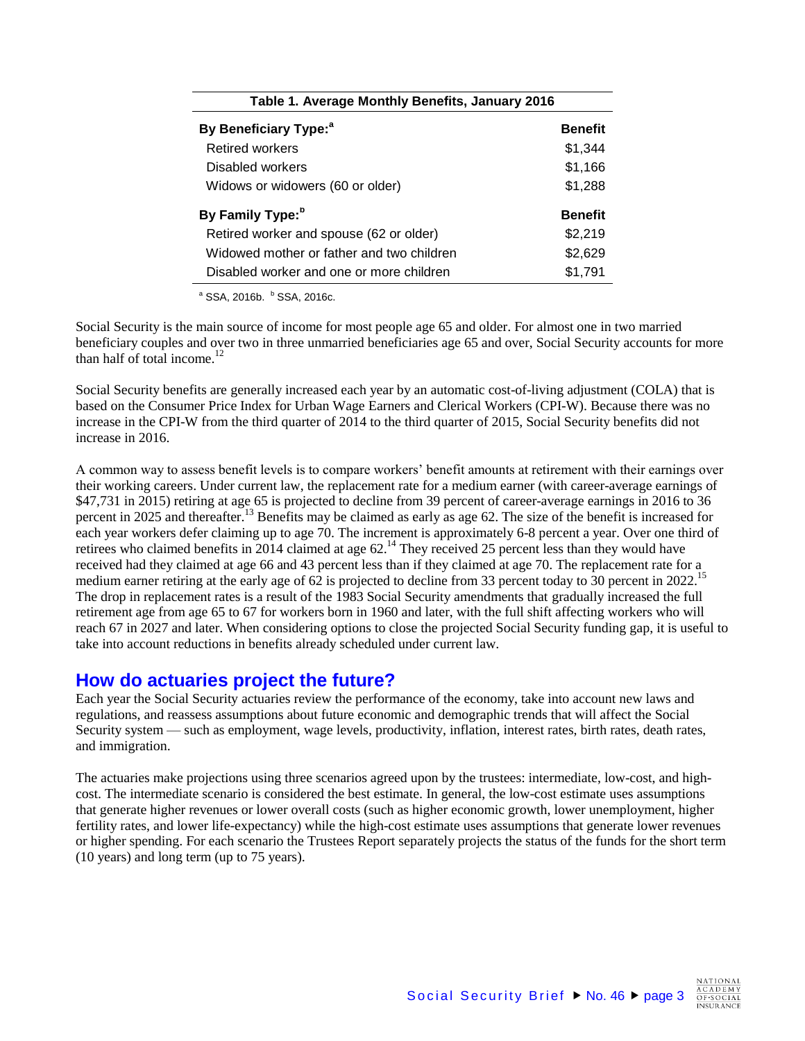| Table 1. Average Monthly Benefits, January 2016 | |
|---|---|
| **By Beneficiary Type:**[a] | **Benefit** |
| Retired workers | $1,344 |
| Disabled workers | $1,166 |
| Widows or widowers (60 or older) | $1,288 |
| **By Family Type:**[b] | **Benefit** |
| Retired worker and spouse (62 or older) | $2,219 |
| Widowed mother or father and two children | $2,629 |
| Disabled worker and one or more children | $1,791 |

[a] SSA, 2016b. [b] SSA, 2016c.

Social Security is the main source of income for most people age 65 and older. For almost one in two married beneficiary couples and over two in three unmarried beneficiaries age 65 and over, Social Security accounts for more than half of total income.[12]

Social Security benefits are generally increased each year by an automatic cost-of-living adjustment (COLA) that is based on the Consumer Price Index for Urban Wage Earners and Clerical Workers (CPI-W). Because there was no increase in the CPI-W from the third quarter of 2014 to the third quarter of 2015, Social Security benefits did not increase in 2016.

A common way to assess benefit levels is to compare workers' benefit amounts at retirement with their earnings over their working careers. Under current law, the replacement rate for a medium earner (with career-average earnings of $47,731 in 2015) retiring at age 65 is projected to decline from 39 percent of career-average earnings in 2016 to 36 percent in 2025 and thereafter.[13] Benefits may be claimed as early as age 62. The size of the benefit is increased for each year workers defer claiming up to age 70. The increment is approximately 6-8 percent a year. Over one third of retirees who claimed benefits in 2014 claimed at age 62.[14] They received 25 percent less than they would have received had they claimed at age 66 and 43 percent less than if they claimed at age 70. The replacement rate for a medium earner retiring at the early age of 62 is projected to decline from 33 percent today to 30 percent in 2022.[15] The drop in replacement rates is a result of the 1983 Social Security amendments that gradually increased the full retirement age from age 65 to 67 for workers born in 1960 and later, with the full shift affecting workers who will reach 67 in 2027 and later. When considering options to close the projected Social Security funding gap, it is useful to take into account reductions in benefits already scheduled under current law.

## How do actuaries project the future?

Each year the Social Security actuaries review the performance of the economy, take into account new laws and regulations, and reassess assumptions about future economic and demographic trends that will affect the Social Security system — such as employment, wage levels, productivity, inflation, interest rates, birth rates, death rates, and immigration.

The actuaries make projections using three scenarios agreed upon by the trustees: intermediate, low-cost, and high-cost. The intermediate scenario is considered the best estimate. In general, the low-cost estimate uses assumptions that generate higher revenues or lower overall costs (such as higher economic growth, lower unemployment, higher fertility rates, and lower life-expectancy) while the high-cost estimate uses assumptions that generate lower revenues or higher spending. For each scenario the Trustees Report separately projects the status of the funds for the short term (10 years) and long term (up to 75 years).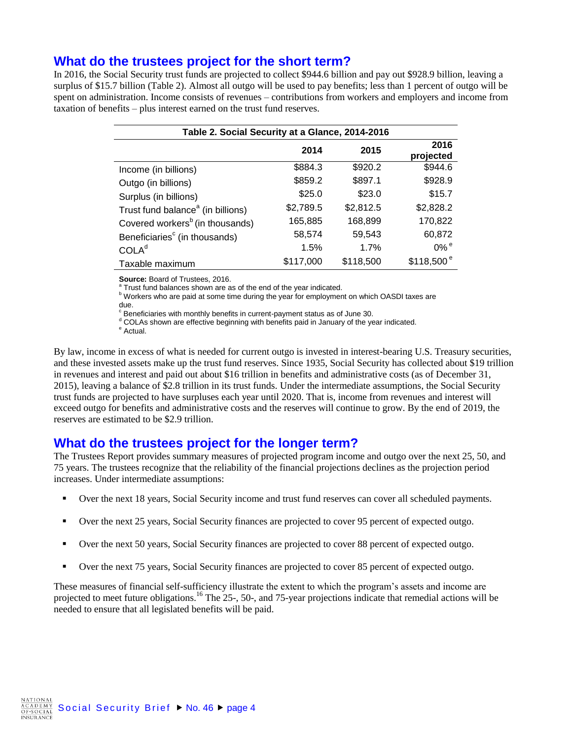## What do the trustees project for the short term?

In 2016, the Social Security trust funds are projected to collect $944.6 billion and pay out $928.9 billion, leaving a surplus of $15.7 billion (Table 2). Almost all outgo will be used to pay benefits; less than 1 percent of outgo will be spent on administration. Income consists of revenues – contributions from workers and employers and income from taxation of benefits – plus interest earned on the trust fund reserves.

**Table 2. Social Security at a Glance, 2014-2016**

| | 2014 | 2015 | 2016 projected |
|---|---|---|---|
| Income (in billions) | $884.3 | $920.2 | $944.6 |
| Outgo (in billions) | $859.2 | $897.1 | $928.9 |
| Surplus (in billions) | $25.0 | $23.0 | $15.7 |
| Trust fund balance[a] (in billions) | $2,789.5 | $2,812.5 | $2,828.2 |
| Covered workers[b] (in thousands) | 165,885 | 168,899 | 170,822 |
| Beneficiaries[c] (in thousands) | 58,574 | 59,543 | 60,872 |
| COLA[d] | 1.5% | 1.7% | 0%[e] |
| Taxable maximum | $117,000 | $118,500 | $118,500[e] |

**Source:** Board of Trustees, 2016.
[a] Trust fund balances shown are as of the end of the year indicated.
[b] Workers who are paid at some time during the year for employment on which OASDI taxes are due.
[c] Beneficiaries with monthly benefits in current-payment status as of June 30.
[d] COLAs shown are effective beginning with benefits paid in January of the year indicated.
[e] Actual.

By law, income in excess of what is needed for current outgo is invested in interest-bearing U.S. Treasury securities, and these invested assets make up the trust fund reserves. Since 1935, Social Security has collected about $19 trillion in revenues and interest and paid out about $16 trillion in benefits and administrative costs (as of December 31, 2015), leaving a balance of $2.8 trillion in its trust funds. Under the intermediate assumptions, the Social Security trust funds are projected to have surpluses each year until 2020. That is, income from revenues and interest will exceed outgo for benefits and administrative costs and the reserves will continue to grow. By the end of 2019, the reserves are estimated to be $2.9 trillion.

## What do the trustees project for the longer term?

The Trustees Report provides summary measures of projected program income and outgo over the next 25, 50, and 75 years. The trustees recognize that the reliability of the financial projections declines as the projection period increases. Under intermediate assumptions:

- Over the next 18 years, Social Security income and trust fund reserves can cover all scheduled payments.
- Over the next 25 years, Social Security finances are projected to cover 95 percent of expected outgo.
- Over the next 50 years, Social Security finances are projected to cover 88 percent of expected outgo.
- Over the next 75 years, Social Security finances are projected to cover 85 percent of expected outgo.

These measures of financial self-sufficiency illustrate the extent to which the program's assets and income are projected to meet future obligations.[16] The 25-, 50-, and 75-year projections indicate that remedial actions will be needed to ensure that all legislated benefits will be paid.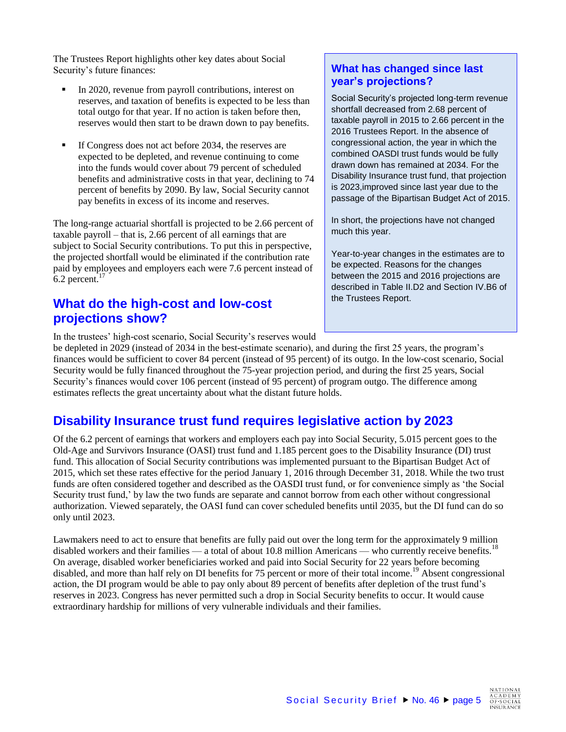The Trustees Report highlights other key dates about Social Security's future finances:

- In 2020, revenue from payroll contributions, interest on reserves, and taxation of benefits is expected to be less than total outgo for that year. If no action is taken before then, reserves would then start to be drawn down to pay benefits.
- If Congress does not act before 2034, the reserves are expected to be depleted, and revenue continuing to come into the funds would cover about 79 percent of scheduled benefits and administrative costs in that year, declining to 74 percent of benefits by 2090. By law, Social Security cannot pay benefits in excess of its income and reserves.

The long-range actuarial shortfall is projected to be 2.66 percent of taxable payroll – that is, 2.66 percent of all earnings that are subject to Social Security contributions. To put this in perspective, the projected shortfall would be eliminated if the contribution rate paid by employees and employers each were 7.6 percent instead of 6.2 percent.[17]

### What has changed since last year's projections?

Social Security's projected long-term revenue shortfall decreased from 2.68 percent of taxable payroll in 2015 to 2.66 percent in the 2016 Trustees Report. In the absence of congressional action, the year in which the combined OASDI trust funds would be fully drawn down has remained at 2034. For the Disability Insurance trust fund, that projection is 2023,improved since last year due to the passage of the Bipartisan Budget Act of 2015.

In short, the projections have not changed much this year.

Year-to-year changes in the estimates are to be expected. Reasons for the changes between the 2015 and 2016 projections are described in Table II.D2 and Section IV.B6 of the Trustees Report.

## What do the high-cost and low-cost projections show?

In the trustees' high-cost scenario, Social Security's reserves would be depleted in 2029 (instead of 2034 in the best-estimate scenario), and during the first 25 years, the program's finances would be sufficient to cover 84 percent (instead of 95 percent) of its outgo. In the low-cost scenario, Social Security would be fully financed throughout the 75-year projection period, and during the first 25 years, Social Security's finances would cover 106 percent (instead of 95 percent) of program outgo. The difference among estimates reflects the great uncertainty about what the distant future holds.

## Disability Insurance trust fund requires legislative action by 2023

Of the 6.2 percent of earnings that workers and employers each pay into Social Security, 5.015 percent goes to the Old-Age and Survivors Insurance (OASI) trust fund and 1.185 percent goes to the Disability Insurance (DI) trust fund. This allocation of Social Security contributions was implemented pursuant to the Bipartisan Budget Act of 2015, which set these rates effective for the period January 1, 2016 through December 31, 2018. While the two trust funds are often considered together and described as the OASDI trust fund, or for convenience simply as 'the Social Security trust fund,' by law the two funds are separate and cannot borrow from each other without congressional authorization. Viewed separately, the OASI fund can cover scheduled benefits until 2035, but the DI fund can do so only until 2023.

Lawmakers need to act to ensure that benefits are fully paid out over the long term for the approximately 9 million disabled workers and their families — a total of about 10.8 million Americans — who currently receive benefits.[18] On average, disabled worker beneficiaries worked and paid into Social Security for 22 years before becoming disabled, and more than half rely on DI benefits for 75 percent or more of their total income.[19] Absent congressional action, the DI program would be able to pay only about 89 percent of benefits after depletion of the trust fund's reserves in 2023. Congress has never permitted such a drop in Social Security benefits to occur. It would cause extraordinary hardship for millions of very vulnerable individuals and their families.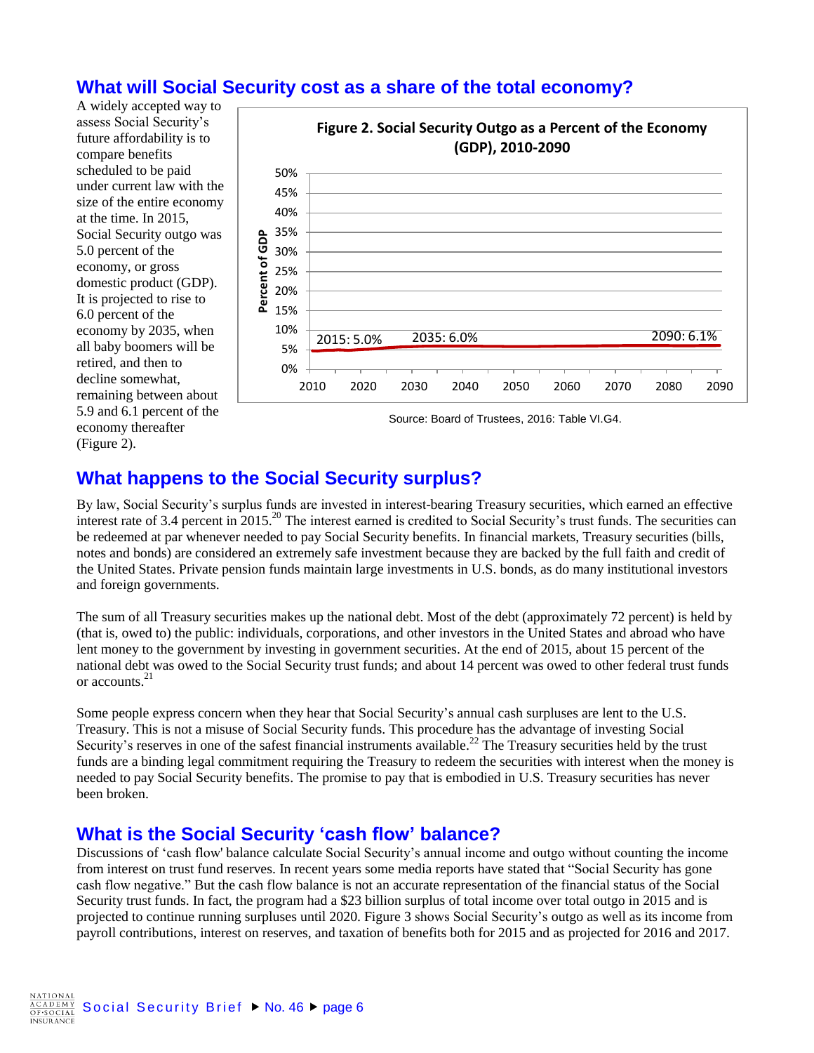## What will Social Security cost as a share of the total economy?

A widely accepted way to assess Social Security's future affordability is to compare benefits scheduled to be paid under current law with the size of the entire economy at the time. In 2015, Social Security outgo was 5.0 percent of the economy, or gross domestic product (GDP). It is projected to rise to 6.0 percent of the economy by 2035, when all baby boomers will be retired, and then to decline somewhat, remaining between about 5.9 and 6.1 percent of the economy thereafter (Figure 2).

**Figure 2. Social Security Outgo as a Percent of the Economy (GDP), 2010-2090**

Percent of GDP

50%
45%
40%
35%
30%
25%
20%
15%
10%
5%
0%

2010 2020 2030 2040 2050 2060 2070 2080 2090

2015: 5.0%
2035: 6.0%
2090: 6.1%

Source: Board of Trustees, 2016: Table VI.G4.

## What happens to the Social Security surplus?

By law, Social Security's surplus funds are invested in interest-bearing Treasury securities, which earned an effective interest rate of 3.4 percent in 2015.[20] The interest earned is credited to Social Security's trust funds. The securities can be redeemed at par whenever needed to pay Social Security benefits. In financial markets, Treasury securities (bills, notes and bonds) are considered an extremely safe investment because they are backed by the full faith and credit of the United States. Private pension funds maintain large investments in U.S. bonds, as do many institutional investors and foreign governments.

The sum of all Treasury securities makes up the national debt. Most of the debt (approximately 72 percent) is held by (that is, owed to) the public: individuals, corporations, and other investors in the United States and abroad who have lent money to the government by investing in government securities. At the end of 2015, about 15 percent of the national debt was owed to the Social Security trust funds; and about 14 percent was owed to other federal trust funds or accounts.[21]

Some people express concern when they hear that Social Security's annual cash surpluses are lent to the U.S. Treasury. This is not a misuse of Social Security funds. This procedure has the advantage of investing Social Security's reserves in one of the safest financial instruments available.[22] The Treasury securities held by the trust funds are a binding legal commitment requiring the Treasury to redeem the securities with interest when the money is needed to pay Social Security benefits. The promise to pay that is embodied in U.S. Treasury securities has never been broken.

## What is the Social Security 'cash flow' balance?

Discussions of 'cash flow' balance calculate Social Security's annual income and outgo without counting the income from interest on trust fund reserves. In recent years some media reports have stated that "Social Security has gone cash flow negative." But the cash flow balance is not an accurate representation of the financial status of the Social Security trust funds. In fact, the program had a $23 billion surplus of total income over total outgo in 2015 and is projected to continue running surpluses until 2020. Figure 3 shows Social Security's outgo as well as its income from payroll contributions, interest on reserves, and taxation of benefits both for 2015 and as projected for 2016 and 2017.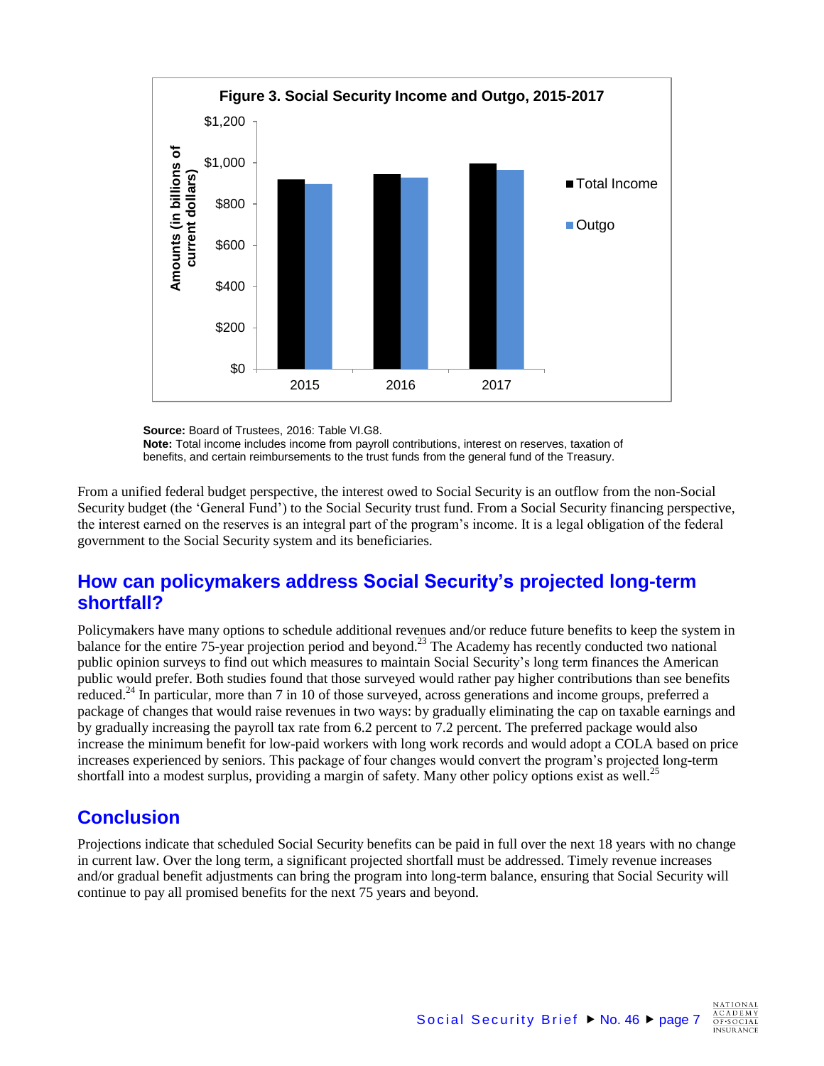**Figure 3. Social Security Income and Outgo, 2015-2017**

Amounts (in billions of current dollars)

$1,200
$1,000
$800
$600
$400
$200
$0

2015
2016
2017

Total Income
Outgo

**Source:** Board of Trustees, 2016: Table VI.G8.
**Note:** Total income includes income from payroll contributions, interest on reserves, taxation of benefits, and certain reimbursements to the trust funds from the general fund of the Treasury.

From a unified federal budget perspective, the interest owed to Social Security is an outflow from the non-Social Security budget (the 'General Fund') to the Social Security trust fund. From a Social Security financing perspective, the interest earned on the reserves is an integral part of the program's income. It is a legal obligation of the federal government to the Social Security system and its beneficiaries.

## How can policymakers address Social Security's projected long-term shortfall?

Policymakers have many options to schedule additional revenues and/or reduce future benefits to keep the system in balance for the entire 75-year projection period and beyond.[23] The Academy has recently conducted two national public opinion surveys to find out which measures to maintain Social Security's long term finances the American public would prefer. Both studies found that those surveyed would rather pay higher contributions than see benefits reduced.[24] In particular, more than 7 in 10 of those surveyed, across generations and income groups, preferred a package of changes that would raise revenues in two ways: by gradually eliminating the cap on taxable earnings and by gradually increasing the payroll tax rate from 6.2 percent to 7.2 percent. The preferred package would also increase the minimum benefit for low-paid workers with long work records and would adopt a COLA based on price increases experienced by seniors. This package of four changes would convert the program's projected long-term shortfall into a modest surplus, providing a margin of safety. Many other policy options exist as well.[25]

## Conclusion

Projections indicate that scheduled Social Security benefits can be paid in full over the next 18 years with no change in current law. Over the long term, a significant projected shortfall must be addressed. Timely revenue increases and/or gradual benefit adjustments can bring the program into long-term balance, ensuring that Social Security will continue to pay all promised benefits for the next 75 years and beyond.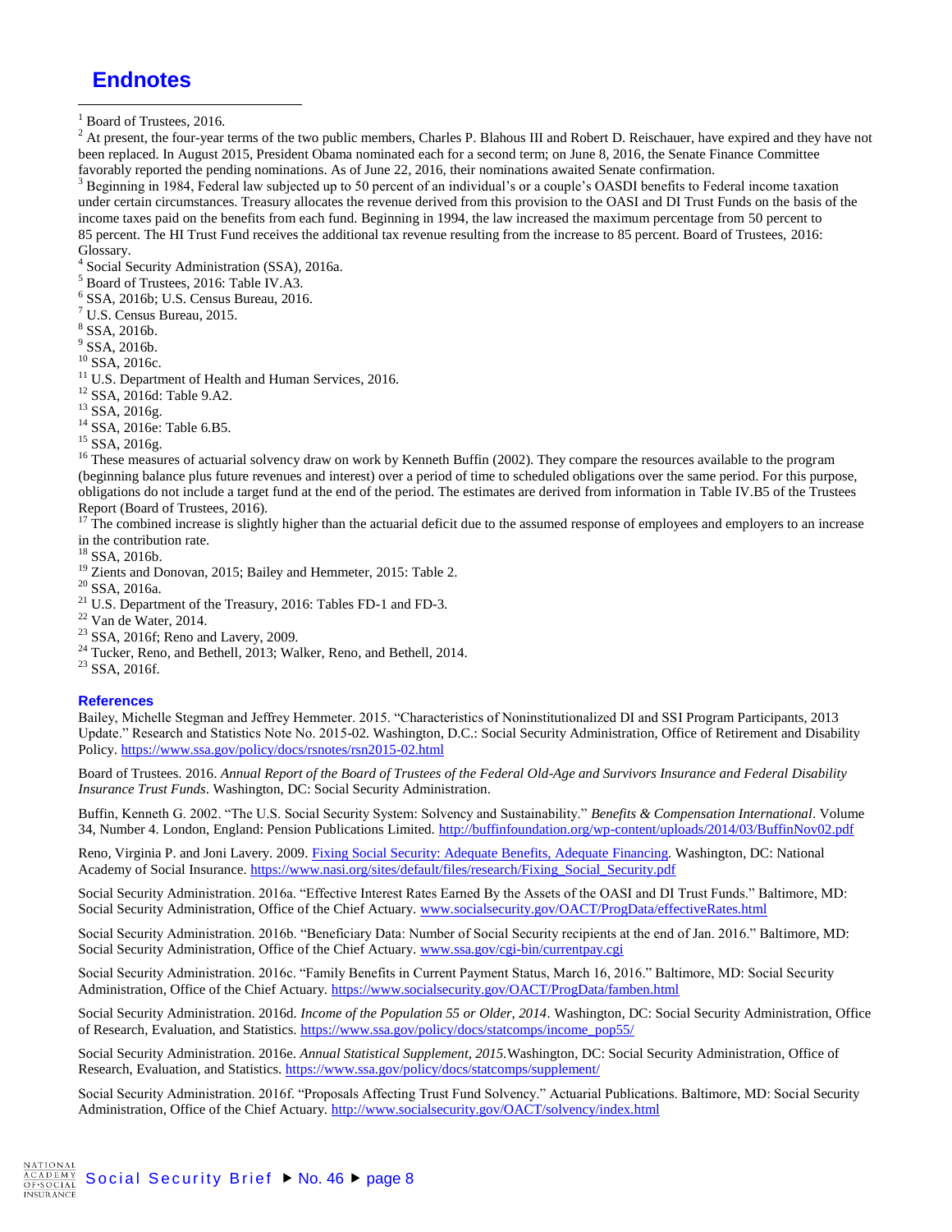# Endnotes

[1] Board of Trustees, 2016.

[2] At present, the four-year terms of the two public members, Charles P. Blahous III and Robert D. Reischauer, have expired and they have not been replaced. In August 2015, President Obama nominated each for a second term; on June 8, 2016, the Senate Finance Committee favorably reported the pending nominations. As of June 22, 2016, their nominations awaited Senate confirmation.

[3] Beginning in 1984, Federal law subjected up to 50 percent of an individual's or a couple's OASDI benefits to Federal income taxation under certain circumstances. Treasury allocates the revenue derived from this provision to the OASI and DI Trust Funds on the basis of the income taxes paid on the benefits from each fund. Beginning in 1994, the law increased the maximum percentage from 50 percent to 85 percent. The HI Trust Fund receives the additional tax revenue resulting from the increase to 85 percent. Board of Trustees, 2016: Glossary.

[4] Social Security Administration (SSA), 2016a.

[5] Board of Trustees, 2016: Table IV.A3.

[6] SSA, 2016b; U.S. Census Bureau, 2016.

[7] U.S. Census Bureau, 2015.

[8] SSA, 2016b.

[9] SSA, 2016b.

[10] SSA, 2016c.

[11] U.S. Department of Health and Human Services, 2016.

[12] SSA, 2016d: Table 9.A2.

[13] SSA, 2016g.

[14] SSA, 2016e: Table 6.B5.

[15] SSA, 2016g.

[16] These measures of actuarial solvency draw on work by Kenneth Buffin (2002). They compare the resources available to the program (beginning balance plus future revenues and interest) over a period of time to scheduled obligations over the same period. For this purpose, obligations do not include a target fund at the end of the period. The estimates are derived from information in Table IV.B5 of the Trustees Report (Board of Trustees, 2016).

[17] The combined increase is slightly higher than the actuarial deficit due to the assumed response of employees and employers to an increase in the contribution rate.

[18] SSA, 2016b.

[19] Zients and Donovan, 2015; Bailey and Hemmeter, 2015: Table 2.

[20] SSA, 2016a.

[21] U.S. Department of the Treasury, 2016: Tables FD-1 and FD-3.

[22] Van de Water, 2014.

[23] SSA, 2016f; Reno and Lavery, 2009.

[24] Tucker, Reno, and Bethell, 2013; Walker, Reno, and Bethell, 2014.

[23] SSA, 2016f.

### References

Bailey, Michelle Stegman and Jeffrey Hemmeter. 2015. "Characteristics of Noninstitutionalized DI and SSI Program Participants, 2013 Update." Research and Statistics Note No. 2015-02. Washington, D.C.: Social Security Administration, Office of Retirement and Disability Policy. https://www.ssa.gov/policy/docs/rsnotes/rsn2015-02.html

Board of Trustees. 2016. *Annual Report of the Board of Trustees of the Federal Old-Age and Survivors Insurance and Federal Disability Insurance Trust Funds*. Washington, DC: Social Security Administration.

Buffin, Kenneth G. 2002. "The U.S. Social Security System: Solvency and Sustainability." *Benefits & Compensation International*. Volume 34, Number 4. London, England: Pension Publications Limited. http://buffinfoundation.org/wp-content/uploads/2014/03/BuffinNov02.pdf

Reno, Virginia P. and Joni Lavery. 2009. Fixing Social Security: Adequate Benefits, Adequate Financing. Washington, DC: National Academy of Social Insurance. https://www.nasi.org/sites/default/files/research/Fixing_Social_Security.pdf

Social Security Administration. 2016a. "Effective Interest Rates Earned By the Assets of the OASI and DI Trust Funds." Baltimore, MD: Social Security Administration, Office of the Chief Actuary. www.socialsecurity.gov/OACT/ProgData/effectiveRates.html

Social Security Administration. 2016b. "Beneficiary Data: Number of Social Security recipients at the end of Jan. 2016." Baltimore, MD: Social Security Administration, Office of the Chief Actuary. www.ssa.gov/cgi-bin/currentpay.cgi

Social Security Administration. 2016c. "Family Benefits in Current Payment Status, March 16, 2016." Baltimore, MD: Social Security Administration, Office of the Chief Actuary. https://www.socialsecurity.gov/OACT/ProgData/famben.html

Social Security Administration. 2016d. *Income of the Population 55 or Older, 2014*. Washington, DC: Social Security Administration, Office of Research, Evaluation, and Statistics. https://www.ssa.gov/policy/docs/statcomps/income_pop55/

Social Security Administration. 2016e. *Annual Statistical Supplement, 2015.* Washington, DC: Social Security Administration, Office of Research, Evaluation, and Statistics. https://www.ssa.gov/policy/docs/statcomps/supplement/

Social Security Administration. 2016f. "Proposals Affecting Trust Fund Solvency." Actuarial Publications. Baltimore, MD: Social Security Administration, Office of the Chief Actuary. http://www.socialsecurity.gov/OACT/solvency/index.html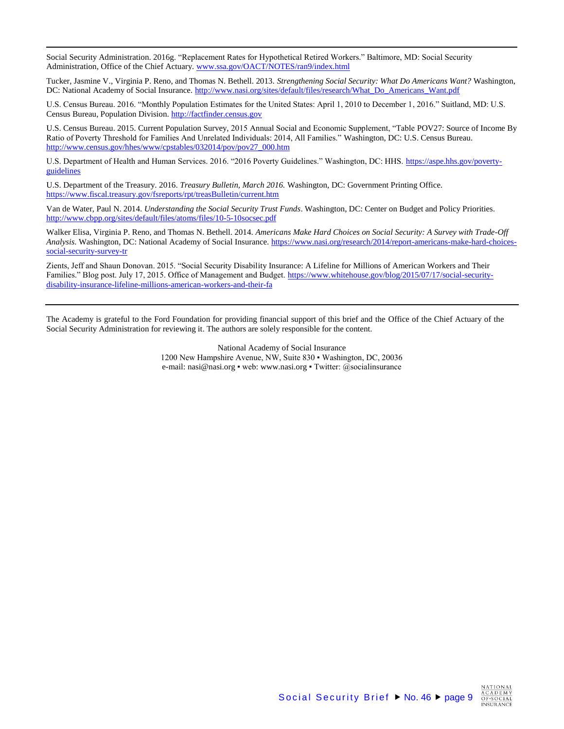Social Security Administration. 2016g. "Replacement Rates for Hypothetical Retired Workers." Baltimore, MD: Social Security Administration, Office of the Chief Actuary. www.ssa.gov/OACT/NOTES/ran9/index.html

Tucker, Jasmine V., Virginia P. Reno, and Thomas N. Bethell. 2013. *Strengthening Social Security: What Do Americans Want?* Washington, DC: National Academy of Social Insurance. http://www.nasi.org/sites/default/files/research/What_Do_Americans_Want.pdf

U.S. Census Bureau. 2016. "Monthly Population Estimates for the United States: April 1, 2010 to December 1, 2016." Suitland, MD: U.S. Census Bureau, Population Division. http://factfinder.census.gov

U.S. Census Bureau. 2015. Current Population Survey, 2015 Annual Social and Economic Supplement, "Table POV27: Source of Income By Ratio of Poverty Threshold for Families And Unrelated Individuals: 2014, All Families." Washington, DC: U.S. Census Bureau. http://www.census.gov/hhes/www/cpstables/032014/pov/pov27_000.htm

U.S. Department of Health and Human Services. 2016. "2016 Poverty Guidelines." Washington, DC: HHS. https://aspe.hhs.gov/poverty-guidelines

U.S. Department of the Treasury. 2016. *Treasury Bulletin, March 2016.* Washington, DC: Government Printing Office. https://www.fiscal.treasury.gov/fsreports/rpt/treasBulletin/current.htm

Van de Water, Paul N. 2014. *Understanding the Social Security Trust Funds*. Washington, DC: Center on Budget and Policy Priorities. http://www.cbpp.org/sites/default/files/atoms/files/10-5-10socsec.pdf

Walker Elisa, Virginia P. Reno, and Thomas N. Bethell. 2014. *Americans Make Hard Choices on Social Security: A Survey with Trade-Off Analysis.* Washington, DC: National Academy of Social Insurance. https://www.nasi.org/research/2014/report-americans-make-hard-choices-social-security-survey-tr

Zients, Jeff and Shaun Donovan. 2015. "Social Security Disability Insurance: A Lifeline for Millions of American Workers and Their Families." Blog post. July 17, 2015. Office of Management and Budget. https://www.whitehouse.gov/blog/2015/07/17/social-security-disability-insurance-lifeline-millions-american-workers-and-their-fa

---

The Academy is grateful to the Ford Foundation for providing financial support of this brief and the Office of the Chief Actuary of the Social Security Administration for reviewing it. The authors are solely responsible for the content.

National Academy of Social Insurance
1200 New Hampshire Avenue, NW, Suite 830 ▪ Washington, DC, 20036
e-mail: nasi@nasi.org ▪ web: www.nasi.org ▪ Twitter: @socialinsurance